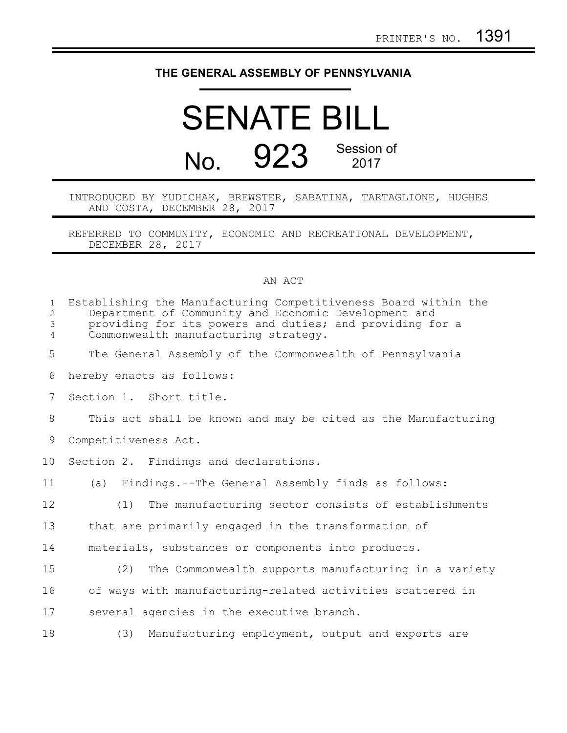PRINTER'S NO. 1391

# THE GENERAL ASSEMBLY OF PENNSYLVANIA

# SENATE BILL

## No. 923 Session of 2017

INTRODUCED BY YUDICHAK, BREWSTER, SABATINA, TARTAGLIONE, HUGHES AND COSTA, DECEMBER 28, 2017

REFERRED TO COMMUNITY, ECONOMIC AND RECREATIONAL DEVELOPMENT, DECEMBER 28, 2017

AN ACT

Establishing the Manufacturing Competitiveness Board within the Department of Community and Economic Development and providing for its powers and duties; and providing for a Commonwealth manufacturing strategy.

The General Assembly of the Commonwealth of Pennsylvania hereby enacts as follows:

Section 1. Short title.

This act shall be known and may be cited as the Manufacturing Competitiveness Act.

Section 2. Findings and declarations.

(a) Findings.--The General Assembly finds as follows:

(1) The manufacturing sector consists of establishments that are primarily engaged in the transformation of materials, substances or components into products.

(2) The Commonwealth supports manufacturing in a variety of ways with manufacturing-related activities scattered in several agencies in the executive branch.

(3) Manufacturing employment, output and exports are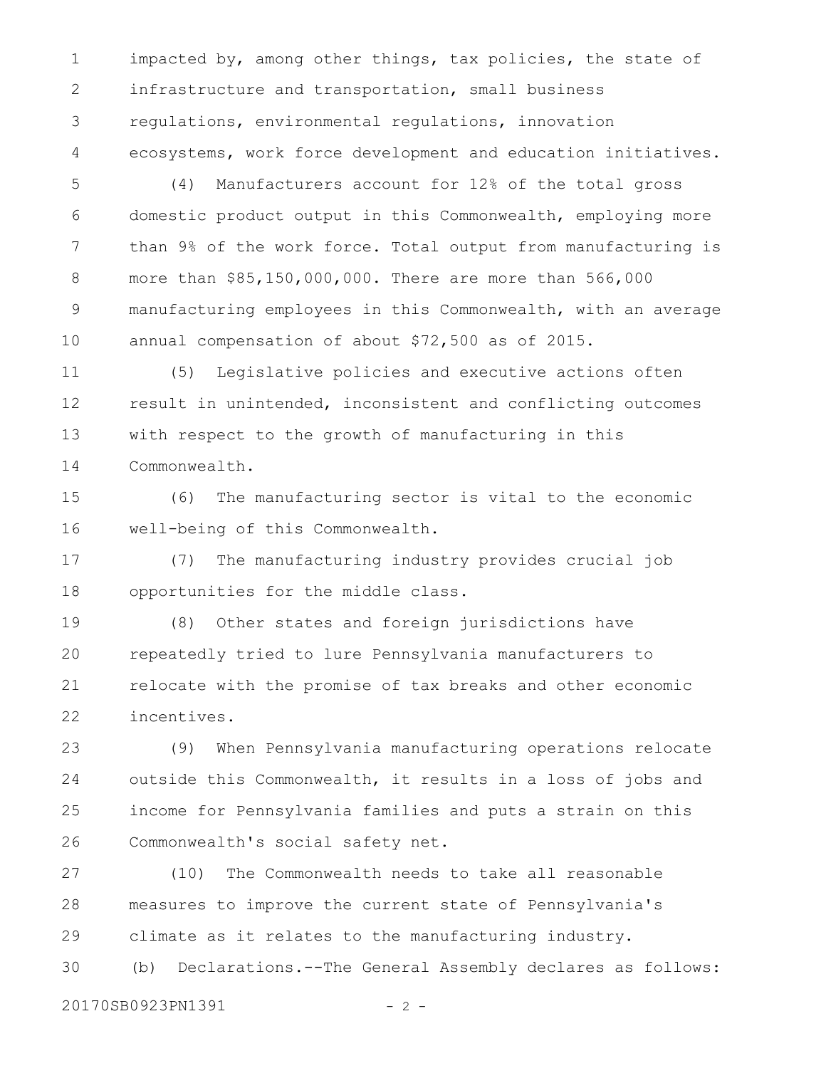impacted by, among other things, tax policies, the state of infrastructure and transportation, small business regulations, environmental regulations, innovation ecosystems, work force development and education initiatives.

(4) Manufacturers account for 12% of the total gross domestic product output in this Commonwealth, employing more than 9% of the work force. Total output from manufacturing is more than $85,150,000,000. There are more than 566,000 manufacturing employees in this Commonwealth, with an average annual compensation of about $72,500 as of 2015.

(5) Legislative policies and executive actions often result in unintended, inconsistent and conflicting outcomes with respect to the growth of manufacturing in this Commonwealth.

(6) The manufacturing sector is vital to the economic well-being of this Commonwealth.

(7) The manufacturing industry provides crucial job opportunities for the middle class.

(8) Other states and foreign jurisdictions have repeatedly tried to lure Pennsylvania manufacturers to relocate with the promise of tax breaks and other economic incentives.

(9) When Pennsylvania manufacturing operations relocate outside this Commonwealth, it results in a loss of jobs and income for Pennsylvania families and puts a strain on this Commonwealth's social safety net.

(10) The Commonwealth needs to take all reasonable measures to improve the current state of Pennsylvania's climate as it relates to the manufacturing industry.

(b) Declarations.--The General Assembly declares as follows: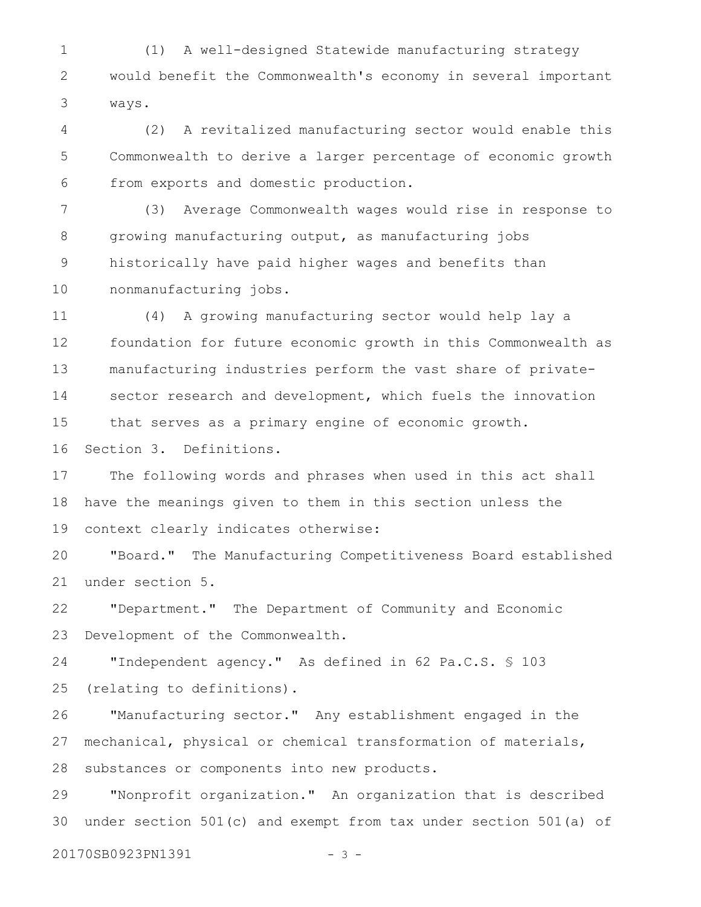(1) A well-designed Statewide manufacturing strategy would benefit the Commonwealth's economy in several important ways.

(2) A revitalized manufacturing sector would enable this Commonwealth to derive a larger percentage of economic growth from exports and domestic production.

(3) Average Commonwealth wages would rise in response to growing manufacturing output, as manufacturing jobs historically have paid higher wages and benefits than nonmanufacturing jobs.

(4) A growing manufacturing sector would help lay a foundation for future economic growth in this Commonwealth as manufacturing industries perform the vast share of private-sector research and development, which fuels the innovation that serves as a primary engine of economic growth.

Section 3. Definitions.

The following words and phrases when used in this act shall have the meanings given to them in this section unless the context clearly indicates otherwise:

"Board." The Manufacturing Competitiveness Board established under section 5.

"Department." The Department of Community and Economic Development of the Commonwealth.

"Independent agency." As defined in 62 Pa.C.S. § 103 (relating to definitions).

"Manufacturing sector." Any establishment engaged in the mechanical, physical or chemical transformation of materials, substances or components into new products.

"Nonprofit organization." An organization that is described under section 501(c) and exempt from tax under section 501(a) of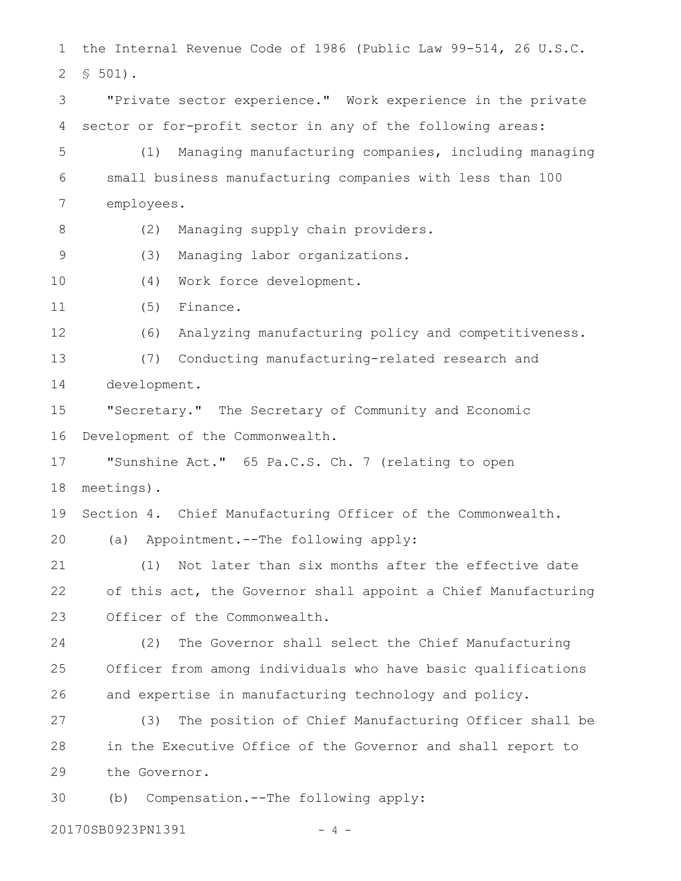the Internal Revenue Code of 1986 (Public Law 99-514, 26 U.S.C. § 501).

"Private sector experience." Work experience in the private sector or for-profit sector in any of the following areas:

(1) Managing manufacturing companies, including managing small business manufacturing companies with less than 100 employees.

(2) Managing supply chain providers.

(3) Managing labor organizations.

(4) Work force development.

(5) Finance.

(6) Analyzing manufacturing policy and competitiveness.

(7) Conducting manufacturing-related research and development.

"Secretary." The Secretary of Community and Economic Development of the Commonwealth.

"Sunshine Act." 65 Pa.C.S. Ch. 7 (relating to open meetings).

Section 4. Chief Manufacturing Officer of the Commonwealth.

(a) Appointment.--The following apply:

(1) Not later than six months after the effective date of this act, the Governor shall appoint a Chief Manufacturing Officer of the Commonwealth.

(2) The Governor shall select the Chief Manufacturing Officer from among individuals who have basic qualifications and expertise in manufacturing technology and policy.

(3) The position of Chief Manufacturing Officer shall be in the Executive Office of the Governor and shall report to the Governor.

(b) Compensation.--The following apply: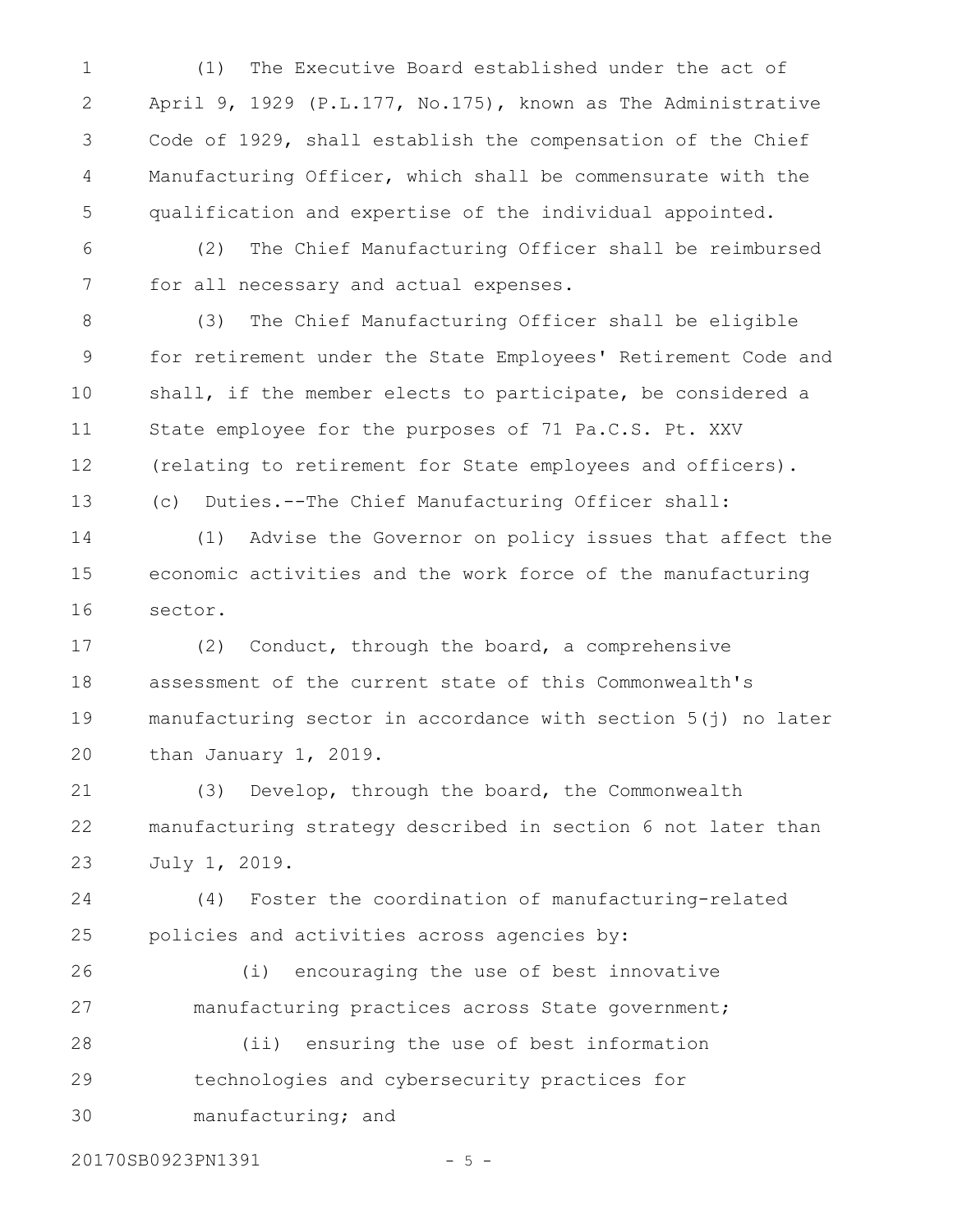(1) The Executive Board established under the act of April 9, 1929 (P.L.177, No.175), known as The Administrative Code of 1929, shall establish the compensation of the Chief Manufacturing Officer, which shall be commensurate with the qualification and expertise of the individual appointed.

(2) The Chief Manufacturing Officer shall be reimbursed for all necessary and actual expenses.

(3) The Chief Manufacturing Officer shall be eligible for retirement under the State Employees' Retirement Code and shall, if the member elects to participate, be considered a State employee for the purposes of 71 Pa.C.S. Pt. XXV (relating to retirement for State employees and officers).

(c) Duties.--The Chief Manufacturing Officer shall:

(1) Advise the Governor on policy issues that affect the economic activities and the work force of the manufacturing sector.

(2) Conduct, through the board, a comprehensive assessment of the current state of this Commonwealth's manufacturing sector in accordance with section 5(j) no later than January 1, 2019.

(3) Develop, through the board, the Commonwealth manufacturing strategy described in section 6 not later than July 1, 2019.

(4) Foster the coordination of manufacturing-related policies and activities across agencies by:

(i) encouraging the use of best innovative manufacturing practices across State government;

(ii) ensuring the use of best information technologies and cybersecurity practices for manufacturing; and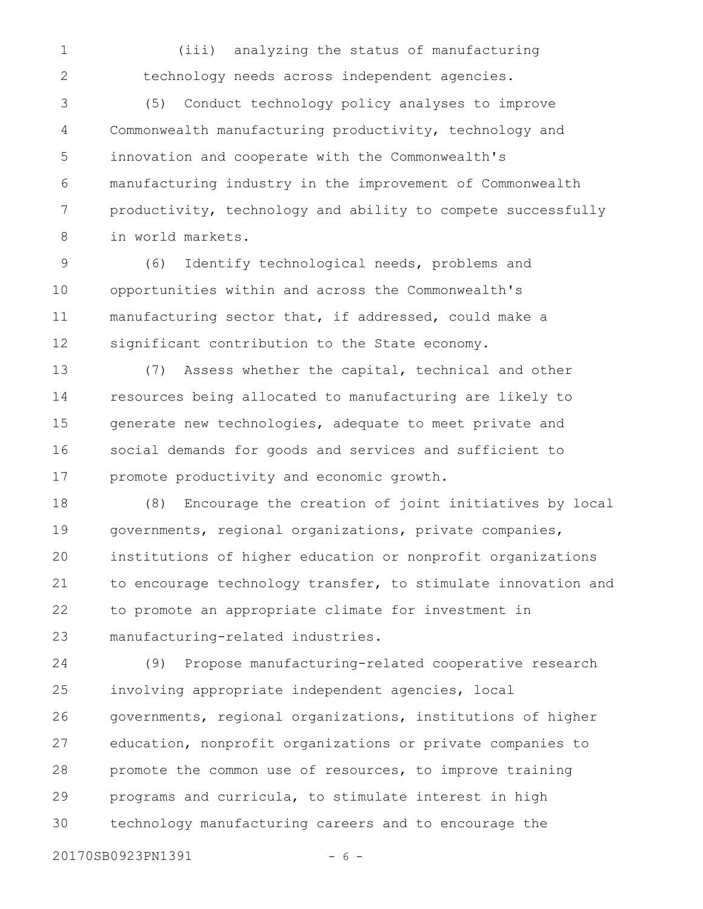(iii) analyzing the status of manufacturing technology needs across independent agencies.

(5) Conduct technology policy analyses to improve Commonwealth manufacturing productivity, technology and innovation and cooperate with the Commonwealth's manufacturing industry in the improvement of Commonwealth productivity, technology and ability to compete successfully in world markets.

(6) Identify technological needs, problems and opportunities within and across the Commonwealth's manufacturing sector that, if addressed, could make a significant contribution to the State economy.

(7) Assess whether the capital, technical and other resources being allocated to manufacturing are likely to generate new technologies, adequate to meet private and social demands for goods and services and sufficient to promote productivity and economic growth.

(8) Encourage the creation of joint initiatives by local governments, regional organizations, private companies, institutions of higher education or nonprofit organizations to encourage technology transfer, to stimulate innovation and to promote an appropriate climate for investment in manufacturing-related industries.

(9) Propose manufacturing-related cooperative research involving appropriate independent agencies, local governments, regional organizations, institutions of higher education, nonprofit organizations or private companies to promote the common use of resources, to improve training programs and curricula, to stimulate interest in high technology manufacturing careers and to encourage the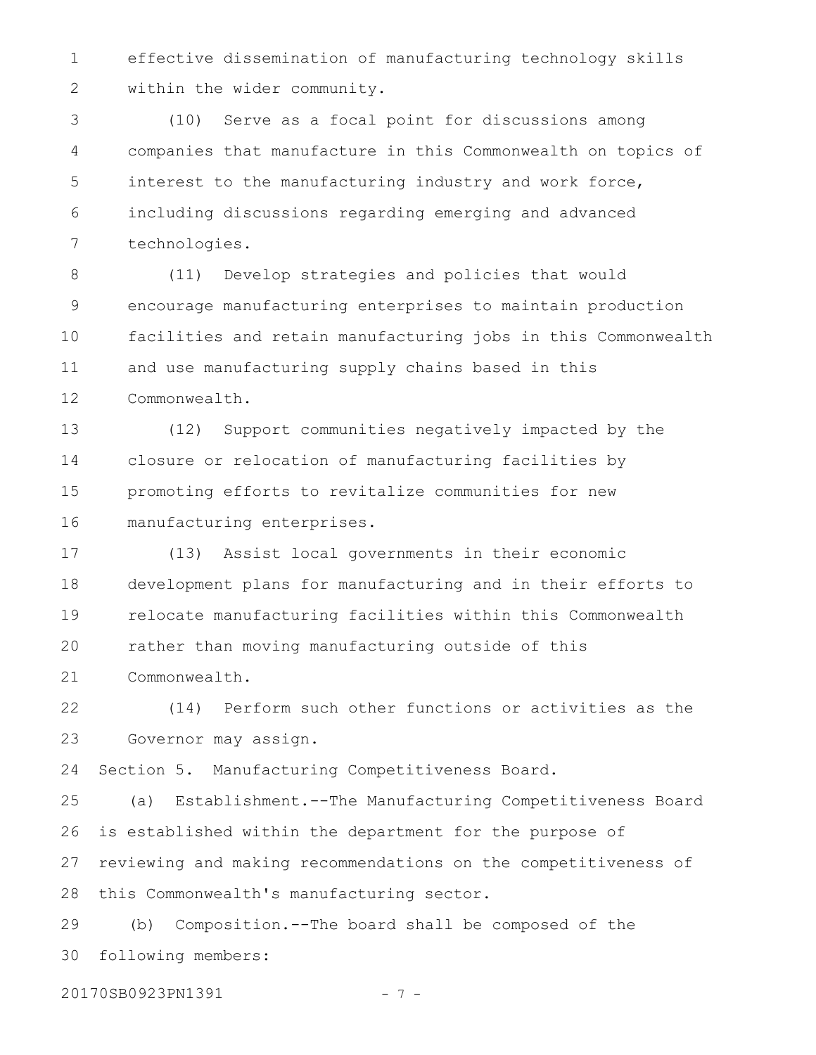effective dissemination of manufacturing technology skills within the wider community.

(10) Serve as a focal point for discussions among companies that manufacture in this Commonwealth on topics of interest to the manufacturing industry and work force, including discussions regarding emerging and advanced technologies.

(11) Develop strategies and policies that would encourage manufacturing enterprises to maintain production facilities and retain manufacturing jobs in this Commonwealth and use manufacturing supply chains based in this Commonwealth.

(12) Support communities negatively impacted by the closure or relocation of manufacturing facilities by promoting efforts to revitalize communities for new manufacturing enterprises.

(13) Assist local governments in their economic development plans for manufacturing and in their efforts to relocate manufacturing facilities within this Commonwealth rather than moving manufacturing outside of this Commonwealth.

(14) Perform such other functions or activities as the Governor may assign.

Section 5. Manufacturing Competitiveness Board.

(a) Establishment.--The Manufacturing Competitiveness Board is established within the department for the purpose of reviewing and making recommendations on the competitiveness of this Commonwealth's manufacturing sector.

(b) Composition.--The board shall be composed of the following members: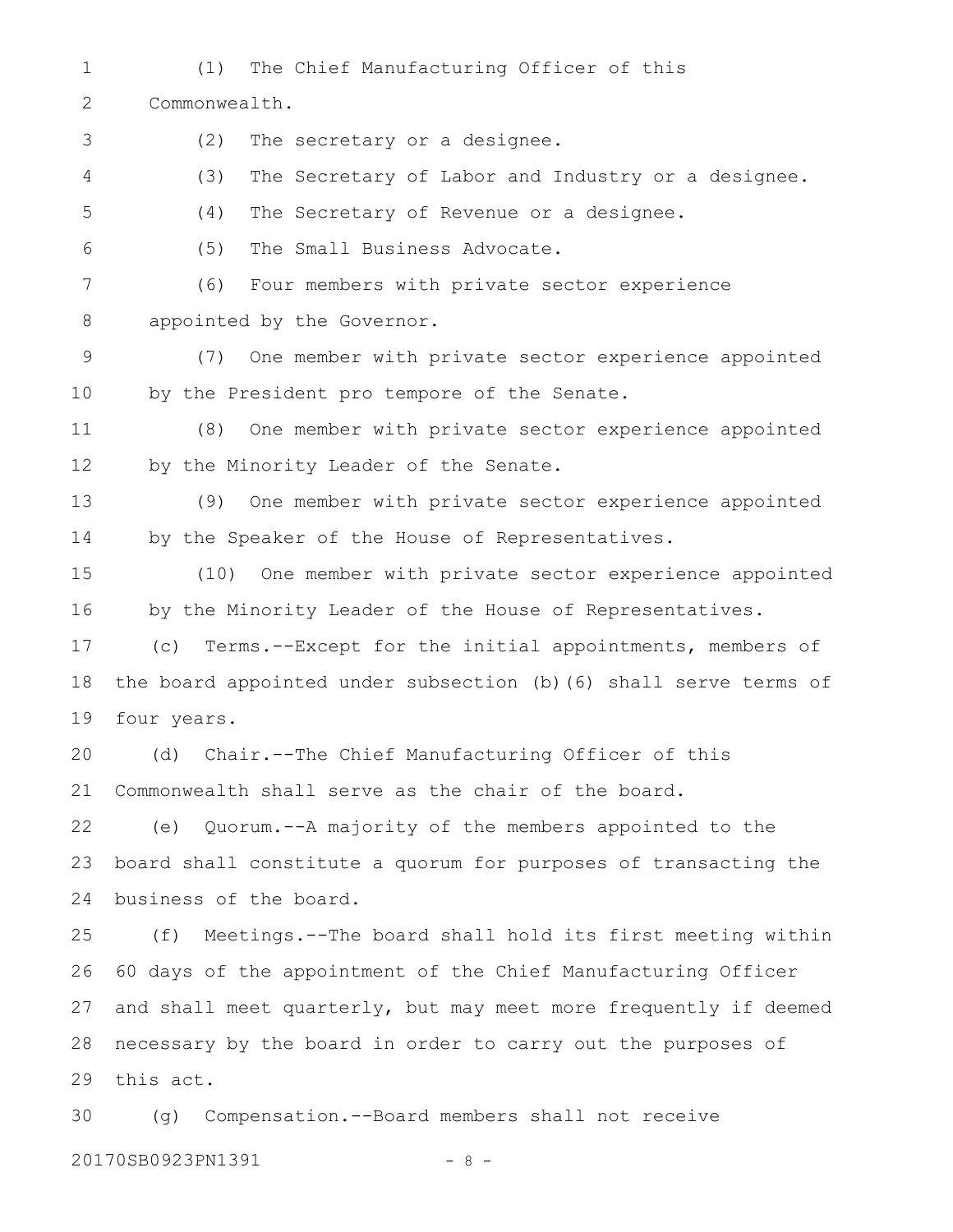(1) The Chief Manufacturing Officer of this Commonwealth.

(2) The secretary or a designee.

(3) The Secretary of Labor and Industry or a designee.

(4) The Secretary of Revenue or a designee.

(5) The Small Business Advocate.

(6) Four members with private sector experience appointed by the Governor.

(7) One member with private sector experience appointed by the President pro tempore of the Senate.

(8) One member with private sector experience appointed by the Minority Leader of the Senate.

(9) One member with private sector experience appointed by the Speaker of the House of Representatives.

(10) One member with private sector experience appointed by the Minority Leader of the House of Representatives.

(c) Terms.--Except for the initial appointments, members of the board appointed under subsection (b)(6) shall serve terms of four years.

(d) Chair.--The Chief Manufacturing Officer of this Commonwealth shall serve as the chair of the board.

(e) Quorum.--A majority of the members appointed to the board shall constitute a quorum for purposes of transacting the business of the board.

(f) Meetings.--The board shall hold its first meeting within 60 days of the appointment of the Chief Manufacturing Officer and shall meet quarterly, but may meet more frequently if deemed necessary by the board in order to carry out the purposes of this act.

(g) Compensation.--Board members shall not receive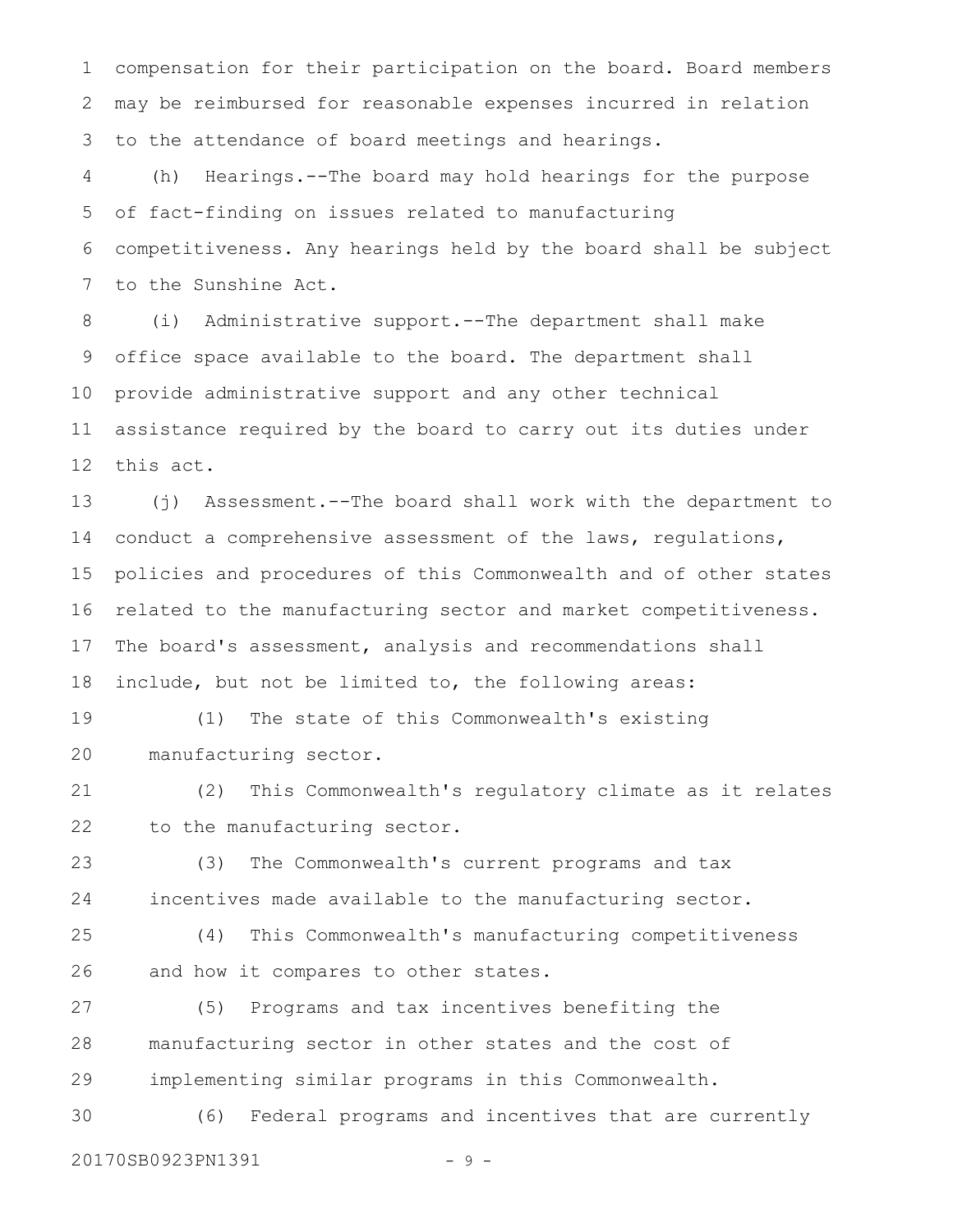compensation for their participation on the board. Board members may be reimbursed for reasonable expenses incurred in relation to the attendance of board meetings and hearings.

(h) Hearings.--The board may hold hearings for the purpose of fact-finding on issues related to manufacturing competitiveness. Any hearings held by the board shall be subject to the Sunshine Act.

(i) Administrative support.--The department shall make office space available to the board. The department shall provide administrative support and any other technical assistance required by the board to carry out its duties under this act.

(j) Assessment.--The board shall work with the department to conduct a comprehensive assessment of the laws, regulations, policies and procedures of this Commonwealth and of other states related to the manufacturing sector and market competitiveness. The board's assessment, analysis and recommendations shall include, but not be limited to, the following areas:

(1) The state of this Commonwealth's existing manufacturing sector.

(2) This Commonwealth's regulatory climate as it relates to the manufacturing sector.

(3) The Commonwealth's current programs and tax incentives made available to the manufacturing sector.

(4) This Commonwealth's manufacturing competitiveness and how it compares to other states.

(5) Programs and tax incentives benefiting the manufacturing sector in other states and the cost of implementing similar programs in this Commonwealth.

(6) Federal programs and incentives that are currently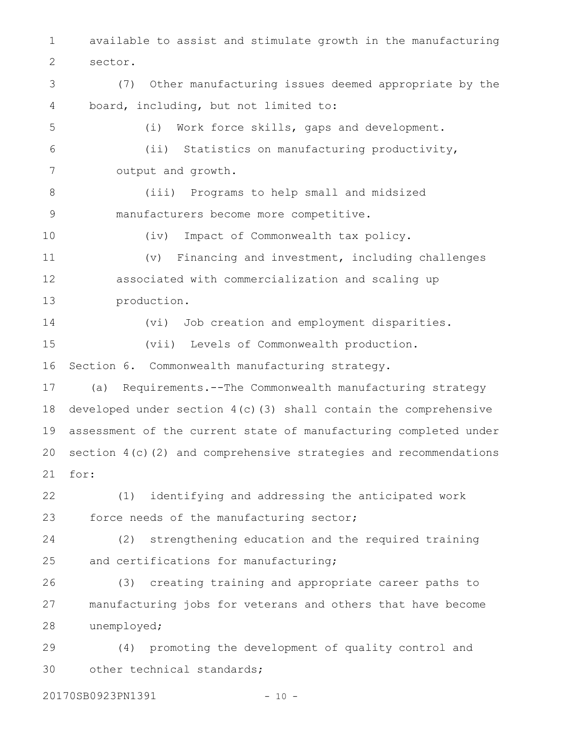available to assist and stimulate growth in the manufacturing sector.

(7) Other manufacturing issues deemed appropriate by the board, including, but not limited to:

(i) Work force skills, gaps and development.

(ii) Statistics on manufacturing productivity, output and growth.

(iii) Programs to help small and midsized manufacturers become more competitive.

(iv) Impact of Commonwealth tax policy.

(v) Financing and investment, including challenges associated with commercialization and scaling up production.

(vi) Job creation and employment disparities.

(vii) Levels of Commonwealth production.

Section 6. Commonwealth manufacturing strategy.

(a) Requirements.--The Commonwealth manufacturing strategy developed under section 4(c)(3) shall contain the comprehensive assessment of the current state of manufacturing completed under section 4(c)(2) and comprehensive strategies and recommendations for:

(1) identifying and addressing the anticipated work force needs of the manufacturing sector;

(2) strengthening education and the required training and certifications for manufacturing;

(3) creating training and appropriate career paths to manufacturing jobs for veterans and others that have become unemployed;

(4) promoting the development of quality control and other technical standards;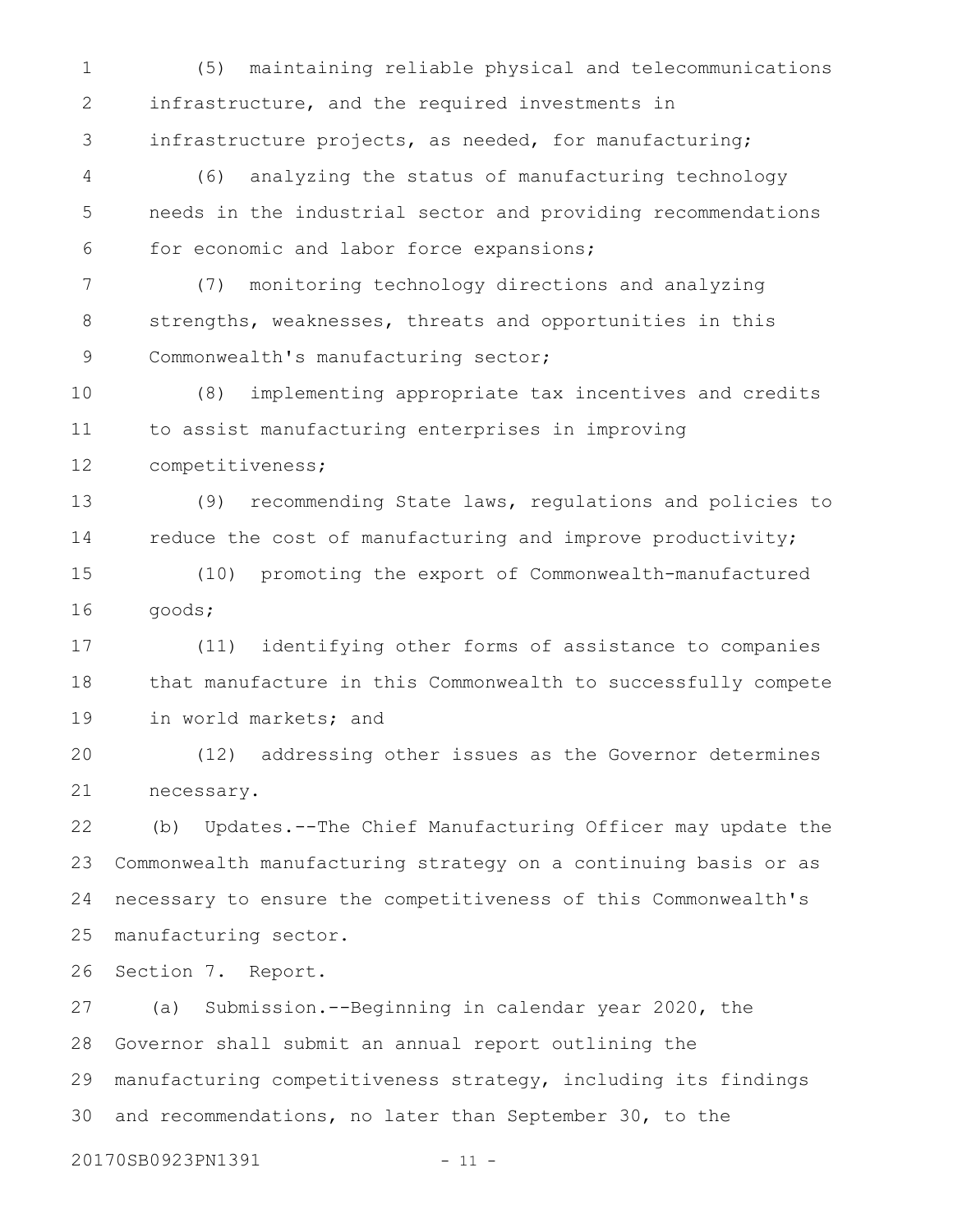(5) maintaining reliable physical and telecommunications infrastructure, and the required investments in infrastructure projects, as needed, for manufacturing;

(6) analyzing the status of manufacturing technology needs in the industrial sector and providing recommendations for economic and labor force expansions;

(7) monitoring technology directions and analyzing strengths, weaknesses, threats and opportunities in this Commonwealth's manufacturing sector;

(8) implementing appropriate tax incentives and credits to assist manufacturing enterprises in improving competitiveness;

(9) recommending State laws, regulations and policies to reduce the cost of manufacturing and improve productivity;

(10) promoting the export of Commonwealth-manufactured goods;

(11) identifying other forms of assistance to companies that manufacture in this Commonwealth to successfully compete in world markets; and

(12) addressing other issues as the Governor determines necessary.

(b) Updates.--The Chief Manufacturing Officer may update the Commonwealth manufacturing strategy on a continuing basis or as necessary to ensure the competitiveness of this Commonwealth's manufacturing sector.

Section 7. Report.

(a) Submission.--Beginning in calendar year 2020, the Governor shall submit an annual report outlining the manufacturing competitiveness strategy, including its findings and recommendations, no later than September 30, to the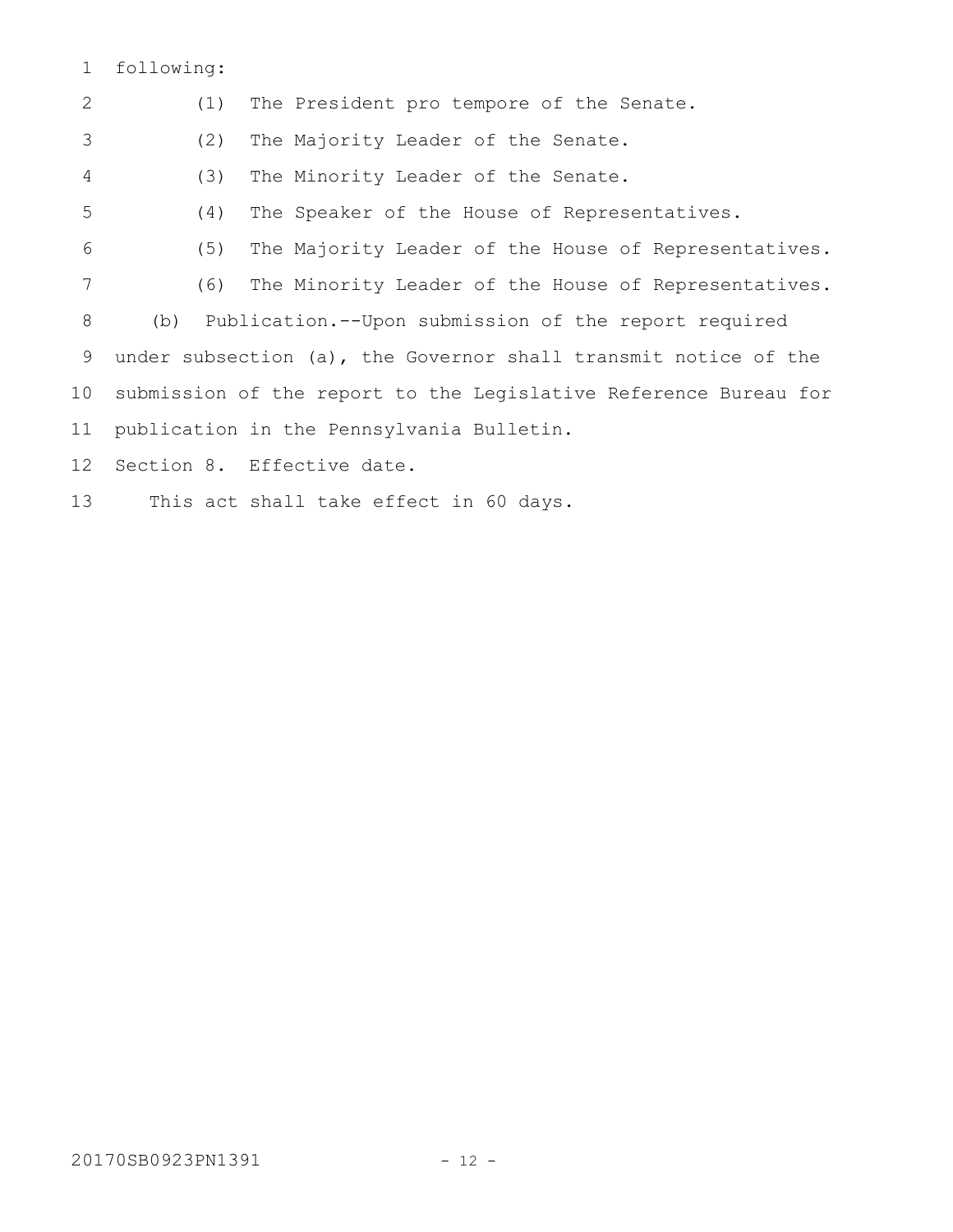following:

(1) The President pro tempore of the Senate.

(2) The Majority Leader of the Senate.

(3) The Minority Leader of the Senate.

(4) The Speaker of the House of Representatives.

(5) The Majority Leader of the House of Representatives.

(6) The Minority Leader of the House of Representatives.

(b) Publication.--Upon submission of the report required under subsection (a), the Governor shall transmit notice of the submission of the report to the Legislative Reference Bureau for publication in the Pennsylvania Bulletin.

Section 8. Effective date.

This act shall take effect in 60 days.